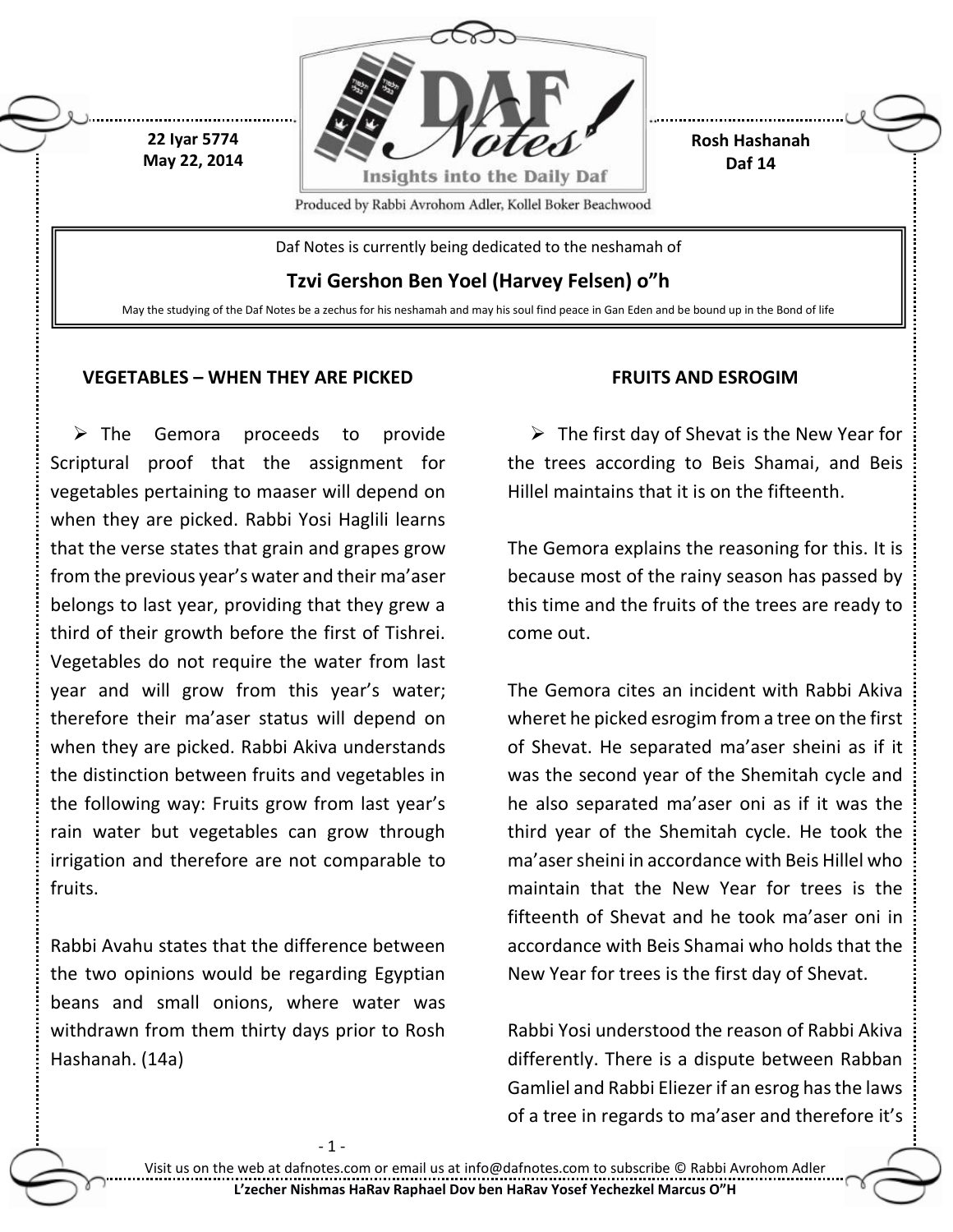22 Iyar 5774
May 22, 2014

Rosh Hashanah
Daf 14

Produced by Rabbi Avrohom Adler, Kollel Boker Beachwood

Daf Notes is currently being dedicated to the neshamah of

**Tzvi Gershon Ben Yoel (Harvey Felsen) o"h**

May the studying of the Daf Notes be a zechus for his neshamah and may his soul find peace in Gan Eden and be bound up in the Bond of life

## VEGETABLES – WHEN THEY ARE PICKED

- The Gemora proceeds to provide Scriptural proof that the assignment for vegetables pertaining to maaser will depend on when they are picked. Rabbi Yosi Haglili learns that the verse states that grain and grapes grow from the previous year's water and their ma'aser belongs to last year, providing that they grew a third of their growth before the first of Tishrei. Vegetables do not require the water from last year and will grow from this year's water; therefore their ma'aser status will depend on when they are picked. Rabbi Akiva understands the distinction between fruits and vegetables in the following way: Fruits grow from last year's rain water but vegetables can grow through irrigation and therefore are not comparable to fruits.

Rabbi Avahu states that the difference between the two opinions would be regarding Egyptian beans and small onions, where water was withdrawn from them thirty days prior to Rosh Hashanah. (14a)

## FRUITS AND ESROGIM

- The first day of Shevat is the New Year for the trees according to Beis Shamai, and Beis Hillel maintains that it is on the fifteenth.

The Gemora explains the reasoning for this. It is because most of the rainy season has passed by this time and the fruits of the trees are ready to come out.

The Gemora cites an incident with Rabbi Akiva wheret he picked esrogim from a tree on the first of Shevat. He separated ma'aser sheini as if it was the second year of the Shemitah cycle and he also separated ma'aser oni as if it was the third year of the Shemitah cycle. He took the ma'aser sheini in accordance with Beis Hillel who maintain that the New Year for trees is the fifteenth of Shevat and he took ma'aser oni in accordance with Beis Shamai who holds that the New Year for trees is the first day of Shevat.

Rabbi Yosi understood the reason of Rabbi Akiva differently. There is a dispute between Rabban Gamliel and Rabbi Eliezer if an esrog has the laws of a tree in regards to ma'aser and therefore it's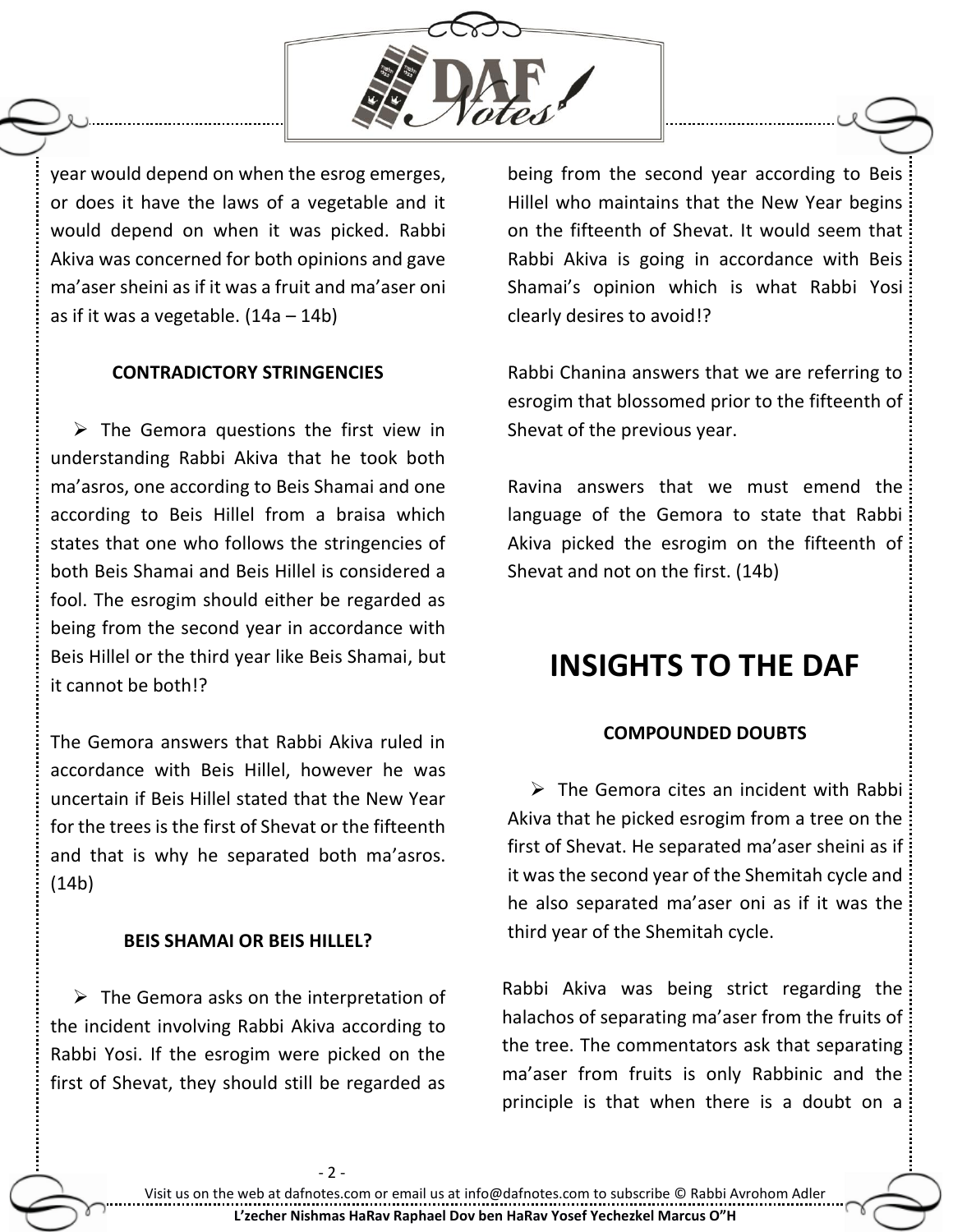year would depend on when the esrog emerges, or does it have the laws of a vegetable and it would depend on when it was picked. Rabbi Akiva was concerned for both opinions and gave ma'aser sheini as if it was a fruit and ma'aser oni as if it was a vegetable. (14a – 14b)

### CONTRADICTORY STRINGENCIES

➢ The Gemora questions the first view in understanding Rabbi Akiva that he took both ma'asros, one according to Beis Shamai and one according to Beis Hillel from a braisa which states that one who follows the stringencies of both Beis Shamai and Beis Hillel is considered a fool. The esrogim should either be regarded as being from the second year in accordance with Beis Hillel or the third year like Beis Shamai, but it cannot be both!?

The Gemora answers that Rabbi Akiva ruled in accordance with Beis Hillel, however he was uncertain if Beis Hillel stated that the New Year for the trees is the first of Shevat or the fifteenth and that is why he separated both ma'asros. (14b)

### BEIS SHAMAI OR BEIS HILLEL?

➢ The Gemora asks on the interpretation of the incident involving Rabbi Akiva according to Rabbi Yosi. If the esrogim were picked on the first of Shevat, they should still be regarded as being from the second year according to Beis Hillel who maintains that the New Year begins on the fifteenth of Shevat. It would seem that Rabbi Akiva is going in accordance with Beis Shamai's opinion which is what Rabbi Yosi clearly desires to avoid!?

Rabbi Chanina answers that we are referring to esrogim that blossomed prior to the fifteenth of Shevat of the previous year.

Ravina answers that we must emend the language of the Gemora to state that Rabbi Akiva picked the esrogim on the fifteenth of Shevat and not on the first. (14b)

# INSIGHTS TO THE DAF

### COMPOUNDED DOUBTS

➢ The Gemora cites an incident with Rabbi Akiva that he picked esrogim from a tree on the first of Shevat. He separated ma'aser sheini as if it was the second year of the Shemitah cycle and he also separated ma'aser oni as if it was the third year of the Shemitah cycle.

Rabbi Akiva was being strict regarding the halachos of separating ma'aser from the fruits of the tree. The commentators ask that separating ma'aser from fruits is only Rabbinic and the principle is that when there is a doubt on a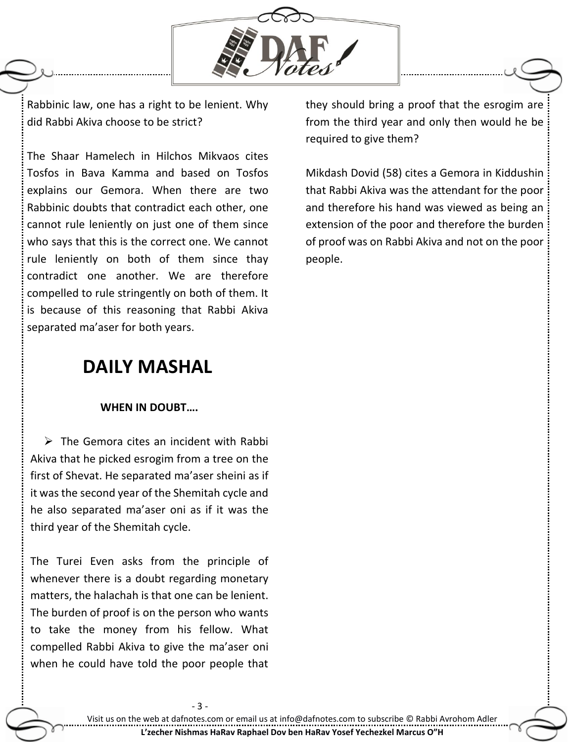Rabbinic law, one has a right to be lenient. Why did Rabbi Akiva choose to be strict?

The Shaar Hamelech in Hilchos Mikvaos cites Tosfos in Bava Kamma and based on Tosfos explains our Gemora. When there are two Rabbinic doubts that contradict each other, one cannot rule leniently on just one of them since who says that this is the correct one. We cannot rule leniently on both of them since thay contradict one another. We are therefore compelled to rule stringently on both of them. It is because of this reasoning that Rabbi Akiva separated ma'aser for both years.

# DAILY MASHAL

**WHEN IN DOUBT….**

- The Gemora cites an incident with Rabbi Akiva that he picked esrogim from a tree on the first of Shevat. He separated ma'aser sheini as if it was the second year of the Shemitah cycle and he also separated ma'aser oni as if it was the third year of the Shemitah cycle.

The Turei Even asks from the principle of whenever there is a doubt regarding monetary matters, the halachah is that one can be lenient. The burden of proof is on the person who wants to take the money from his fellow. What compelled Rabbi Akiva to give the ma'aser oni when he could have told the poor people that they should bring a proof that the esrogim are from the third year and only then would he be required to give them?

Mikdash Dovid (58) cites a Gemora in Kiddushin that Rabbi Akiva was the attendant for the poor and therefore his hand was viewed as being an extension of the poor and therefore the burden of proof was on Rabbi Akiva and not on the poor people.

Visit us on the web at dafnotes.com or email us at info@dafnotes.com to subscribe © Rabbi Avrohom Adler

**L'zecher Nishmas HaRav Raphael Dov ben HaRav Yosef Yechezkel Marcus O"H**